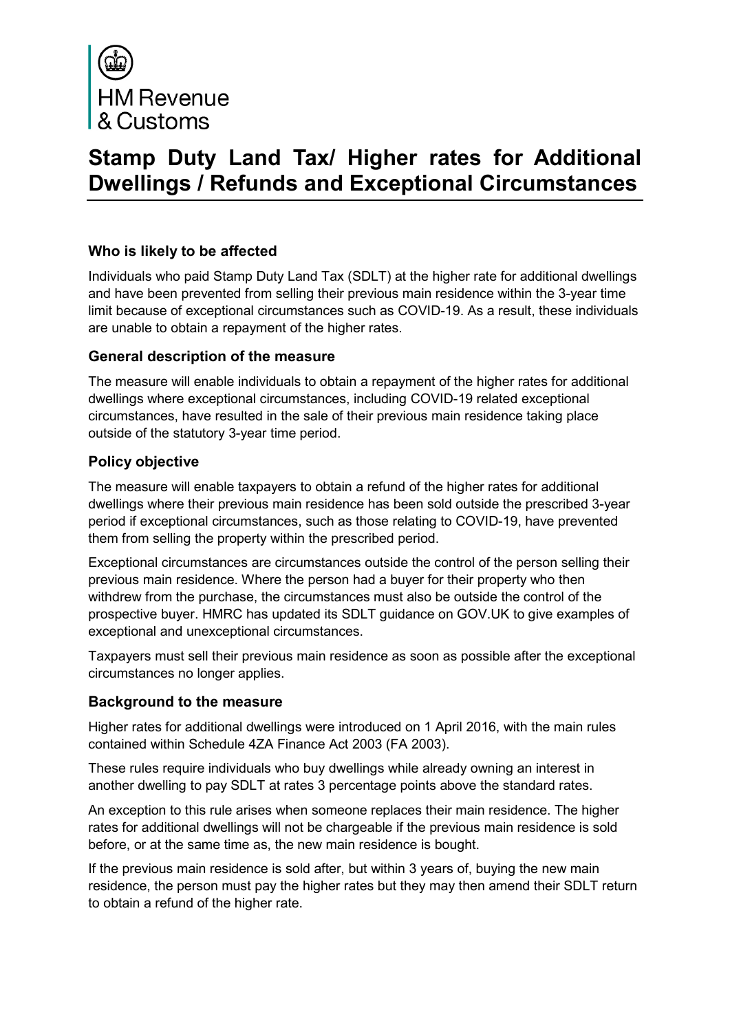HM Revenue & Customs

# Stamp Duty Land Tax/ Higher rates for Additional Dwellings / Refunds and Exceptional Circumstances

### Who is likely to be affected

Individuals who paid Stamp Duty Land Tax (SDLT) at the higher rate for additional dwellings and have been prevented from selling their previous main residence within the 3-year time limit because of exceptional circumstances such as COVID-19. As a result, these individuals are unable to obtain a repayment of the higher rates.

### General description of the measure

The measure will enable individuals to obtain a repayment of the higher rates for additional dwellings where exceptional circumstances, including COVID-19 related exceptional circumstances, have resulted in the sale of their previous main residence taking place outside of the statutory 3-year time period.

### Policy objective

The measure will enable taxpayers to obtain a refund of the higher rates for additional dwellings where their previous main residence has been sold outside the prescribed 3-year period if exceptional circumstances, such as those relating to COVID-19, have prevented them from selling the property within the prescribed period.

Exceptional circumstances are circumstances outside the control of the person selling their previous main residence. Where the person had a buyer for their property who then withdrew from the purchase, the circumstances must also be outside the control of the prospective buyer. HMRC has updated its SDLT guidance on GOV.UK to give examples of exceptional and unexceptional circumstances.

Taxpayers must sell their previous main residence as soon as possible after the exceptional circumstances no longer applies.

### Background to the measure

Higher rates for additional dwellings were introduced on 1 April 2016, with the main rules contained within Schedule 4ZA Finance Act 2003 (FA 2003).

These rules require individuals who buy dwellings while already owning an interest in another dwelling to pay SDLT at rates 3 percentage points above the standard rates.

An exception to this rule arises when someone replaces their main residence. The higher rates for additional dwellings will not be chargeable if the previous main residence is sold before, or at the same time as, the new main residence is bought.

If the previous main residence is sold after, but within 3 years of, buying the new main residence, the person must pay the higher rates but they may then amend their SDLT return to obtain a refund of the higher rate.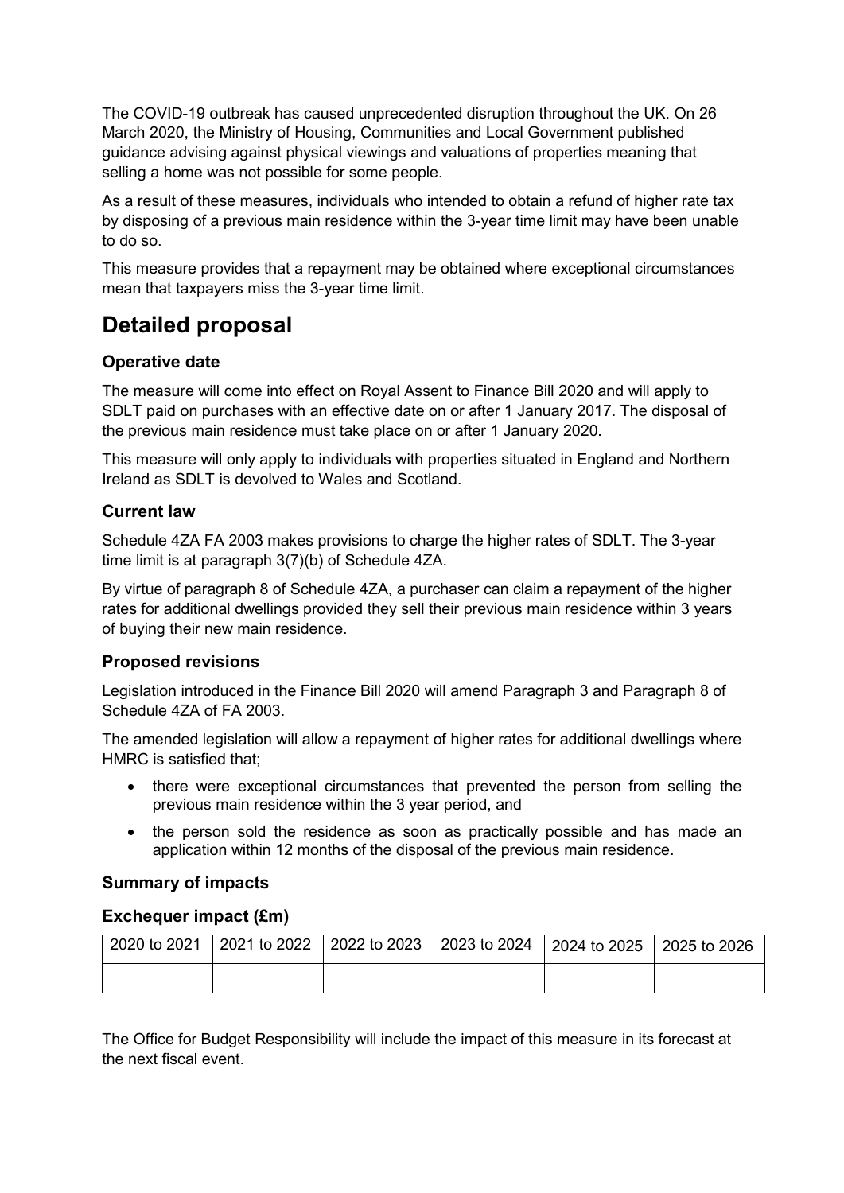The COVID-19 outbreak has caused unprecedented disruption throughout the UK. On 26 March 2020, the Ministry of Housing, Communities and Local Government published guidance advising against physical viewings and valuations of properties meaning that selling a home was not possible for some people.

As a result of these measures, individuals who intended to obtain a refund of higher rate tax by disposing of a previous main residence within the 3-year time limit may have been unable to do so.

This measure provides that a repayment may be obtained where exceptional circumstances mean that taxpayers miss the 3-year time limit.

# Detailed proposal

### Operative date

The measure will come into effect on Royal Assent to Finance Bill 2020 and will apply to SDLT paid on purchases with an effective date on or after 1 January 2017. The disposal of the previous main residence must take place on or after 1 January 2020.

This measure will only apply to individuals with properties situated in England and Northern Ireland as SDLT is devolved to Wales and Scotland.

### Current law

Schedule 4ZA FA 2003 makes provisions to charge the higher rates of SDLT. The 3-year time limit is at paragraph 3(7)(b) of Schedule 4ZA.

By virtue of paragraph 8 of Schedule 4ZA, a purchaser can claim a repayment of the higher rates for additional dwellings provided they sell their previous main residence within 3 years of buying their new main residence.

### Proposed revisions

Legislation introduced in the Finance Bill 2020 will amend Paragraph 3 and Paragraph 8 of Schedule 4ZA of FA 2003.

The amended legislation will allow a repayment of higher rates for additional dwellings where HMRC is satisfied that;

- there were exceptional circumstances that prevented the person from selling the previous main residence within the 3 year period, and
- the person sold the residence as soon as practically possible and has made an application within 12 months of the disposal of the previous main residence.

### Summary of impacts

### Exchequer impact (£m)

| 2020 to 2021 | 2021 to 2022 | 2022 to 2023 | 2023 to 2024 | 2024 to 2025 | 2025 to 2026 |
|---|---|---|---|---|---|
| | | | | | |

The Office for Budget Responsibility will include the impact of this measure in its forecast at the next fiscal event.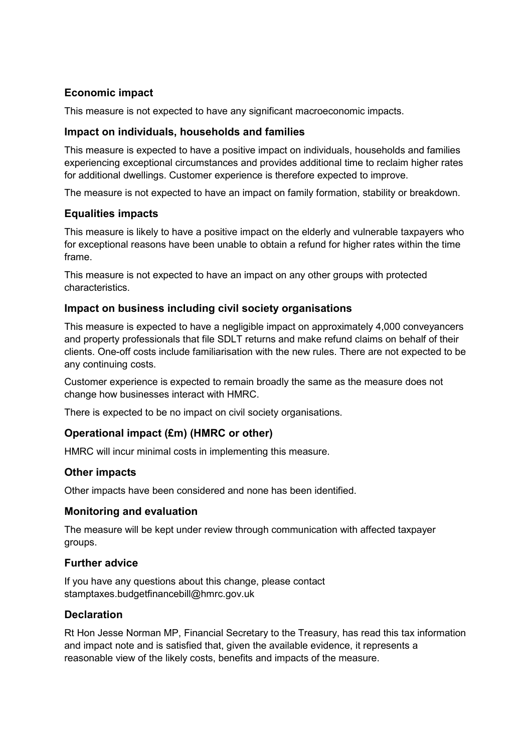### Economic impact

This measure is not expected to have any significant macroeconomic impacts.

### Impact on individuals, households and families

This measure is expected to have a positive impact on individuals, households and families experiencing exceptional circumstances and provides additional time to reclaim higher rates for additional dwellings. Customer experience is therefore expected to improve.

The measure is not expected to have an impact on family formation, stability or breakdown.

### Equalities impacts

This measure is likely to have a positive impact on the elderly and vulnerable taxpayers who for exceptional reasons have been unable to obtain a refund for higher rates within the time frame.

This measure is not expected to have an impact on any other groups with protected characteristics.

### Impact on business including civil society organisations

This measure is expected to have a negligible impact on approximately 4,000 conveyancers and property professionals that file SDLT returns and make refund claims on behalf of their clients. One-off costs include familiarisation with the new rules. There are not expected to be any continuing costs.

Customer experience is expected to remain broadly the same as the measure does not change how businesses interact with HMRC.

There is expected to be no impact on civil society organisations.

### Operational impact (£m) (HMRC or other)

HMRC will incur minimal costs in implementing this measure.

### Other impacts

Other impacts have been considered and none has been identified.

### Monitoring and evaluation

The measure will be kept under review through communication with affected taxpayer groups.

### Further advice

If you have any questions about this change, please contact stamptaxes.budgetfinancebill@hmrc.gov.uk

### Declaration

Rt Hon Jesse Norman MP, Financial Secretary to the Treasury, has read this tax information and impact note and is satisfied that, given the available evidence, it represents a reasonable view of the likely costs, benefits and impacts of the measure.